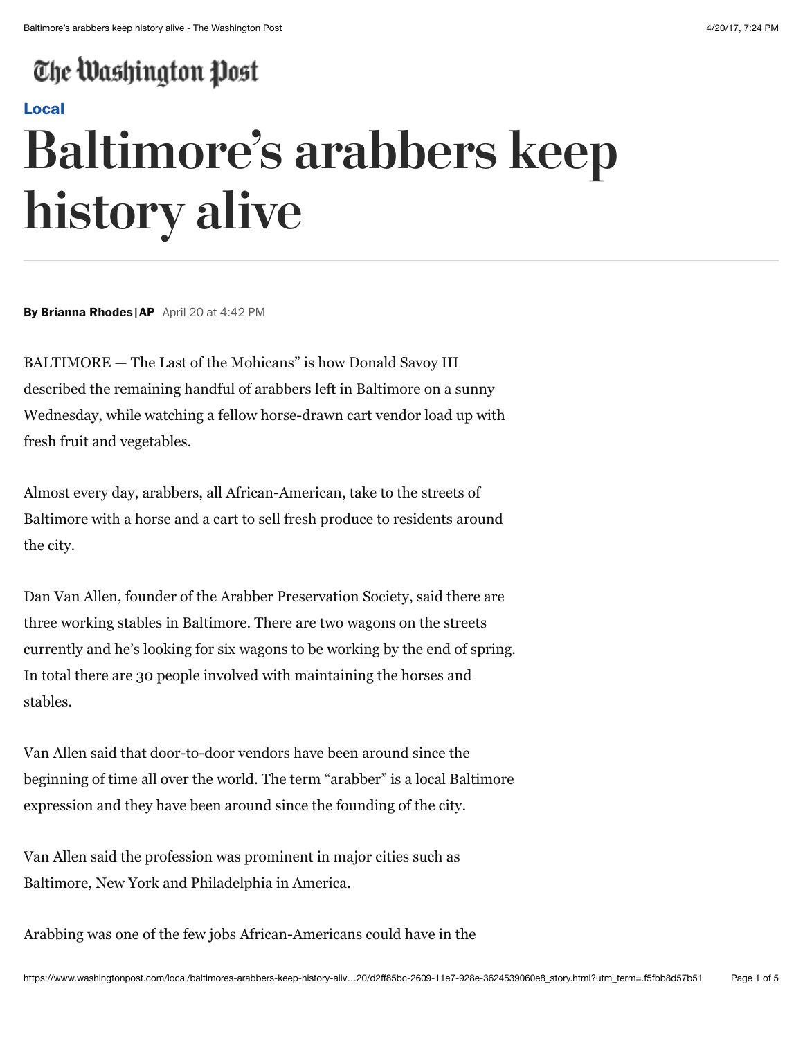The Washington Post

Local

# Baltimore's arabbers keep history alive

**By Brianna Rhodes | AP** April 20 at 4:42 PM

BALTIMORE — The Last of the Mohicans" is how Donald Savoy III described the remaining handful of arabbers left in Baltimore on a sunny Wednesday, while watching a fellow horse-drawn cart vendor load up with fresh fruit and vegetables.

Almost every day, arabbers, all African-American, take to the streets of Baltimore with a horse and a cart to sell fresh produce to residents around the city.

Dan Van Allen, founder of the Arabber Preservation Society, said there are three working stables in Baltimore. There are two wagons on the streets currently and he's looking for six wagons to be working by the end of spring. In total there are 30 people involved with maintaining the horses and stables.

Van Allen said that door-to-door vendors have been around since the beginning of time all over the world. The term "arabber" is a local Baltimore expression and they have been around since the founding of the city.

Van Allen said the profession was prominent in major cities such as Baltimore, New York and Philadelphia in America.

Arabbing was one of the few jobs African-Americans could have in the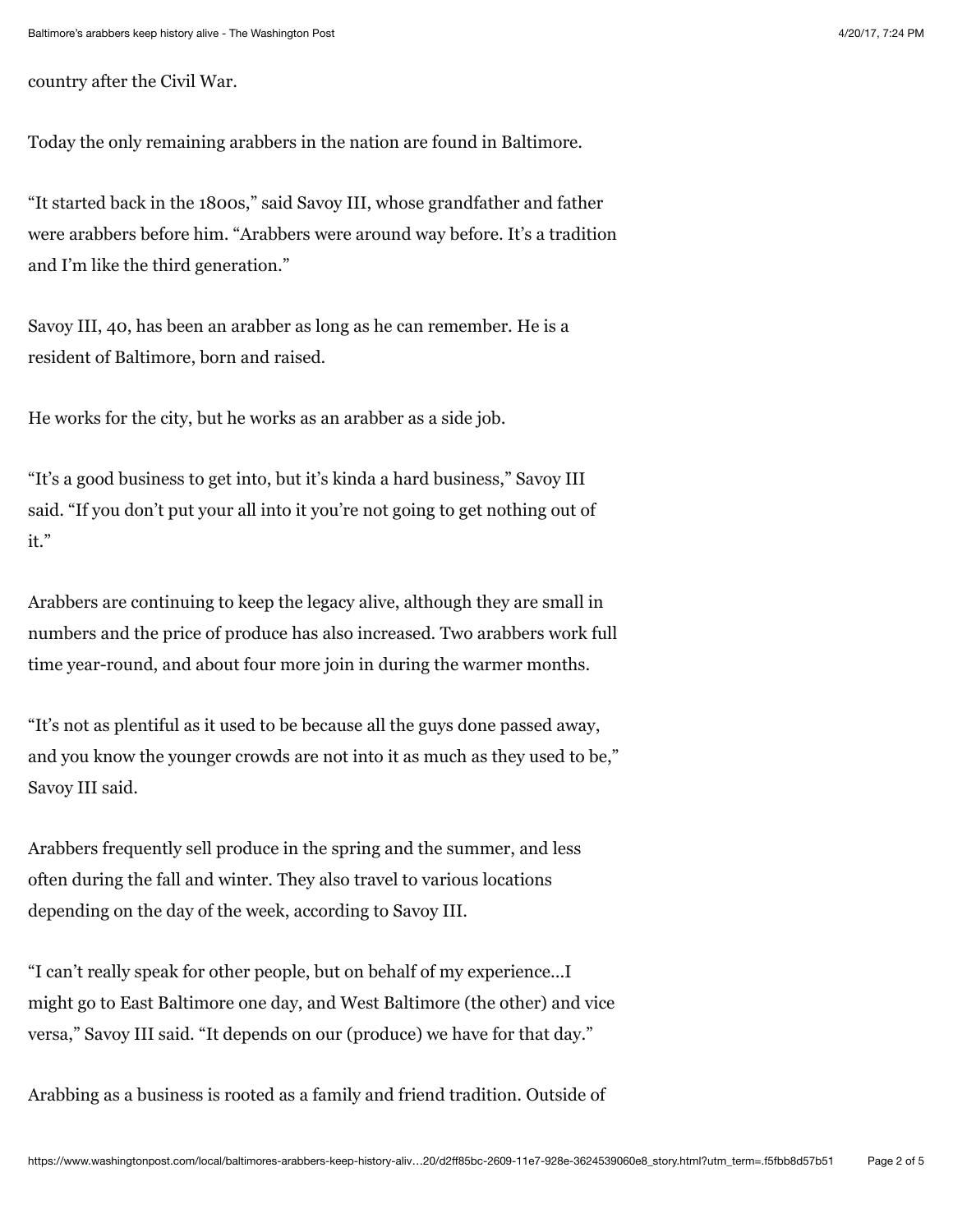country after the Civil War.

Today the only remaining arabbers in the nation are found in Baltimore.

"It started back in the 1800s," said Savoy III, whose grandfather and father were arabbers before him. "Arabbers were around way before. It's a tradition and I'm like the third generation."

Savoy III, 40, has been an arabber as long as he can remember. He is a resident of Baltimore, born and raised.

He works for the city, but he works as an arabber as a side job.

"It's a good business to get into, but it's kinda a hard business," Savoy III said. "If you don't put your all into it you're not going to get nothing out of it."

Arabbers are continuing to keep the legacy alive, although they are small in numbers and the price of produce has also increased. Two arabbers work full time year-round, and about four more join in during the warmer months.

"It's not as plentiful as it used to be because all the guys done passed away, and you know the younger crowds are not into it as much as they used to be," Savoy III said.

Arabbers frequently sell produce in the spring and the summer, and less often during the fall and winter. They also travel to various locations depending on the day of the week, according to Savoy III.

"I can't really speak for other people, but on behalf of my experience…I might go to East Baltimore one day, and West Baltimore (the other) and vice versa," Savoy III said. "It depends on our (produce) we have for that day."

Arabbing as a business is rooted as a family and friend tradition. Outside of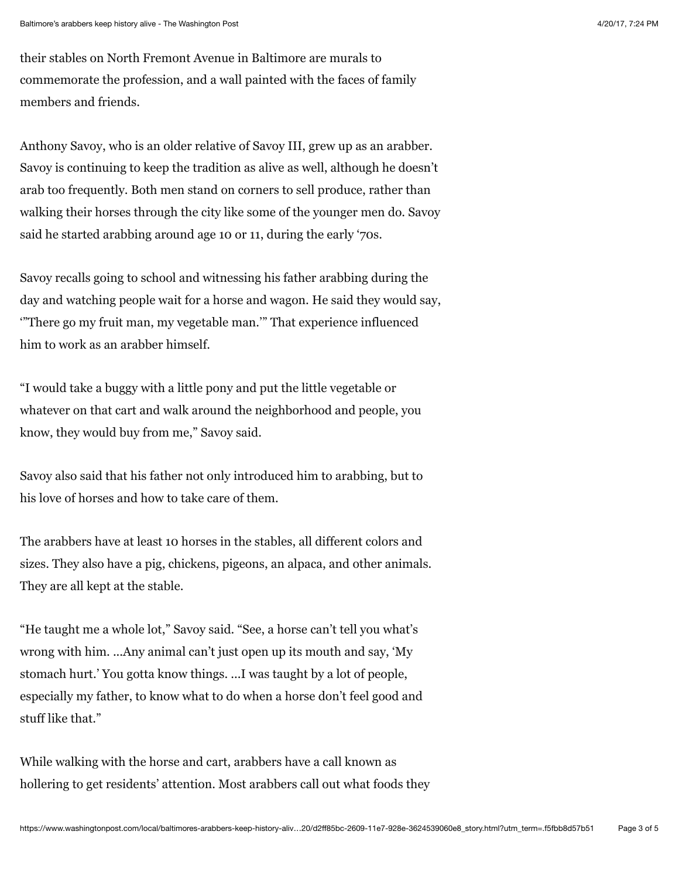their stables on North Fremont Avenue in Baltimore are murals to commemorate the profession, and a wall painted with the faces of family members and friends.

Anthony Savoy, who is an older relative of Savoy III, grew up as an arabber. Savoy is continuing to keep the tradition as alive as well, although he doesn't arab too frequently. Both men stand on corners to sell produce, rather than walking their horses through the city like some of the younger men do. Savoy said he started arabbing around age 10 or 11, during the early '70s.

Savoy recalls going to school and witnessing his father arabbing during the day and watching people wait for a horse and wagon. He said they would say, '"There go my fruit man, my vegetable man.'" That experience influenced him to work as an arabber himself.

"I would take a buggy with a little pony and put the little vegetable or whatever on that cart and walk around the neighborhood and people, you know, they would buy from me," Savoy said.

Savoy also said that his father not only introduced him to arabbing, but to his love of horses and how to take care of them.

The arabbers have at least 10 horses in the stables, all different colors and sizes. They also have a pig, chickens, pigeons, an alpaca, and other animals. They are all kept at the stable.

"He taught me a whole lot," Savoy said. "See, a horse can't tell you what's wrong with him. ...Any animal can't just open up its mouth and say, 'My stomach hurt.' You gotta know things. ...I was taught by a lot of people, especially my father, to know what to do when a horse don't feel good and stuff like that."

While walking with the horse and cart, arabbers have a call known as hollering to get residents' attention. Most arabbers call out what foods they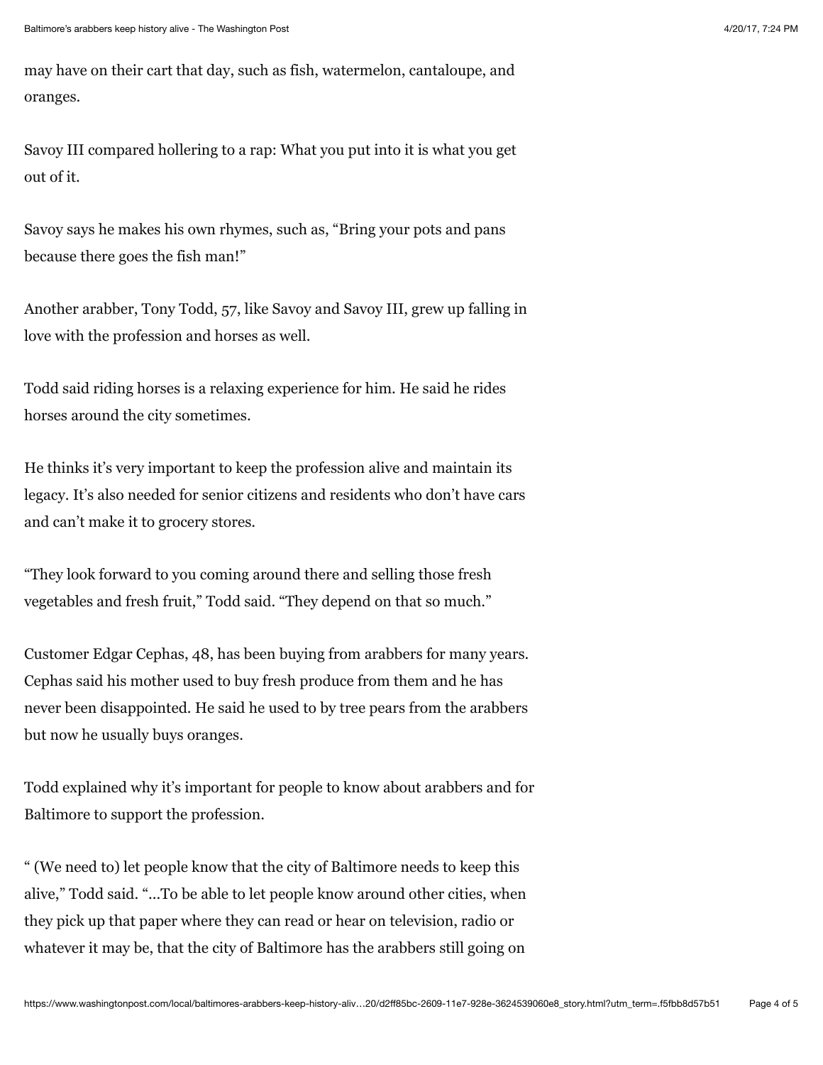may have on their cart that day, such as fish, watermelon, cantaloupe, and oranges.

Savoy III compared hollering to a rap: What you put into it is what you get out of it.

Savoy says he makes his own rhymes, such as, "Bring your pots and pans because there goes the fish man!"

Another arabber, Tony Todd, 57, like Savoy and Savoy III, grew up falling in love with the profession and horses as well.

Todd said riding horses is a relaxing experience for him. He said he rides horses around the city sometimes.

He thinks it's very important to keep the profession alive and maintain its legacy. It's also needed for senior citizens and residents who don't have cars and can't make it to grocery stores.

"They look forward to you coming around there and selling those fresh vegetables and fresh fruit," Todd said. "They depend on that so much."

Customer Edgar Cephas, 48, has been buying from arabbers for many years. Cephas said his mother used to buy fresh produce from them and he has never been disappointed. He said he used to by tree pears from the arabbers but now he usually buys oranges.

Todd explained why it's important for people to know about arabbers and for Baltimore to support the profession.

" (We need to) let people know that the city of Baltimore needs to keep this alive," Todd said. "...To be able to let people know around other cities, when they pick up that paper where they can read or hear on television, radio or whatever it may be, that the city of Baltimore has the arabbers still going on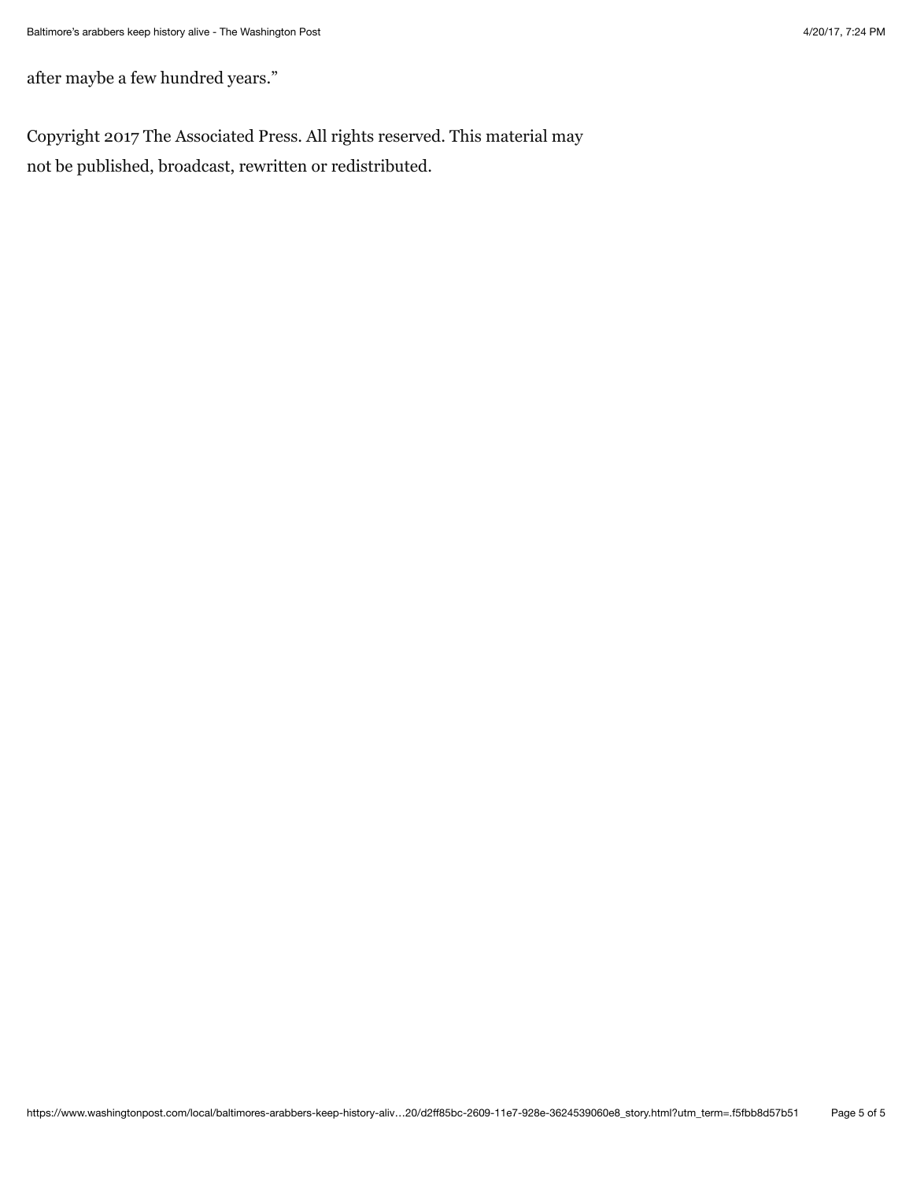after maybe a few hundred years."

Copyright 2017 The Associated Press. All rights reserved. This material may not be published, broadcast, rewritten or redistributed.